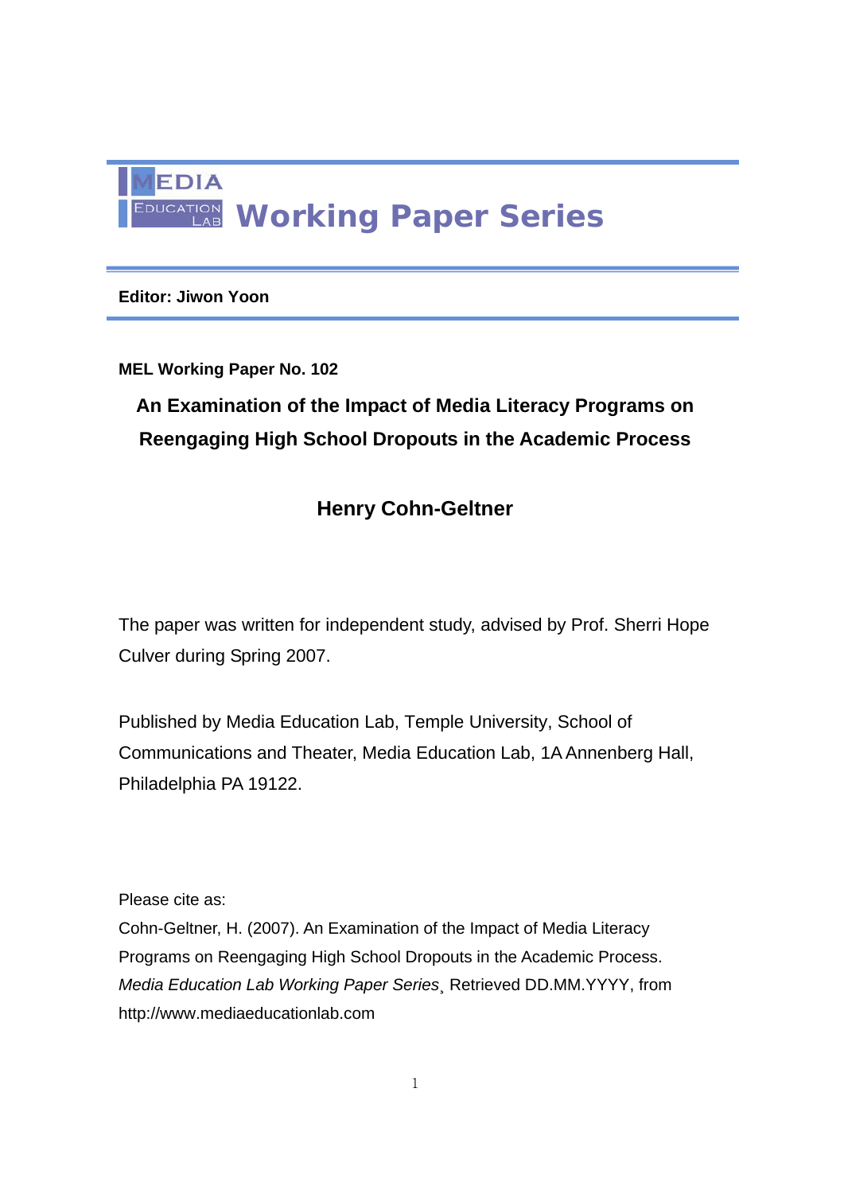# MEDIA EDUCATION LAB Working Paper Series

**Editor: Jiwon Yoon**

**MEL Working Paper No. 102**

## An Examination of the Impact of Media Literacy Programs on Reengaging High School Dropouts in the Academic Process

### Henry Cohn-Geltner

The paper was written for independent study, advised by Prof. Sherri Hope Culver during Spring 2007.

Published by Media Education Lab, Temple University, School of Communications and Theater, Media Education Lab, 1A Annenberg Hall, Philadelphia PA 19122.

Please cite as:
Cohn-Geltner, H. (2007). An Examination of the Impact of Media Literacy Programs on Reengaging High School Dropouts in the Academic Process. *Media Education Lab Working Paper Series*¸ Retrieved DD.MM.YYYY, from http://www.mediaeducationlab.com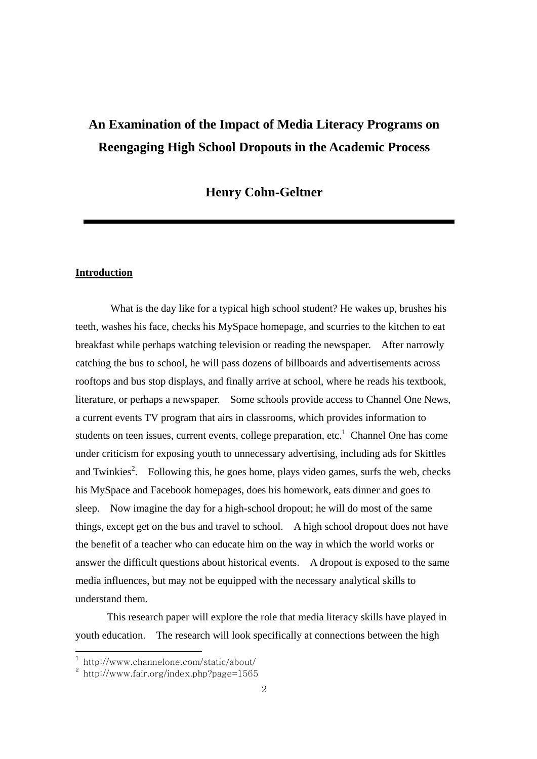# An Examination of the Impact of Media Literacy Programs on Reengaging High School Dropouts in the Academic Process

## Henry Cohn-Geltner

---

**Introduction**

What is the day like for a typical high school student? He wakes up, brushes his teeth, washes his face, checks his MySpace homepage, and scurries to the kitchen to eat breakfast while perhaps watching television or reading the newspaper. After narrowly catching the bus to school, he will pass dozens of billboards and advertisements across rooftops and bus stop displays, and finally arrive at school, where he reads his textbook, literature, or perhaps a newspaper. Some schools provide access to Channel One News, a current events TV program that airs in classrooms, which provides information to students on teen issues, current events, college preparation, etc.[1] Channel One has come under criticism for exposing youth to unnecessary advertising, including ads for Skittles and Twinkies[2]. Following this, he goes home, plays video games, surfs the web, checks his MySpace and Facebook homepages, does his homework, eats dinner and goes to sleep. Now imagine the day for a high-school dropout; he will do most of the same things, except get on the bus and travel to school. A high school dropout does not have the benefit of a teacher who can educate him on the way in which the world works or answer the difficult questions about historical events. A dropout is exposed to the same media influences, but may not be equipped with the necessary analytical skills to understand them.

This research paper will explore the role that media literacy skills have played in youth education. The research will look specifically at connections between the high

---

[1] http://www.channelone.com/static/about/

[2] http://www.fair.org/index.php?page=1565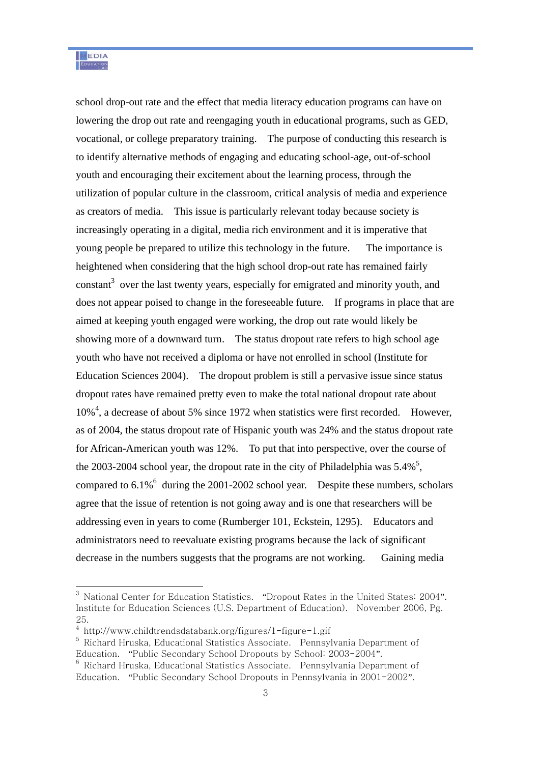school drop-out rate and the effect that media literacy education programs can have on lowering the drop out rate and reengaging youth in educational programs, such as GED, vocational, or college preparatory training. The purpose of conducting this research is to identify alternative methods of engaging and educating school-age, out-of-school youth and encouraging their excitement about the learning process, through the utilization of popular culture in the classroom, critical analysis of media and experience as creators of media. This issue is particularly relevant today because society is increasingly operating in a digital, media rich environment and it is imperative that young people be prepared to utilize this technology in the future. The importance is heightened when considering that the high school drop-out rate has remained fairly constant[3] over the last twenty years, especially for emigrated and minority youth, and does not appear poised to change in the foreseeable future. If programs in place that are aimed at keeping youth engaged were working, the drop out rate would likely be showing more of a downward turn. The status dropout rate refers to high school age youth who have not received a diploma or have not enrolled in school (Institute for Education Sciences 2004). The dropout problem is still a pervasive issue since status dropout rates have remained pretty even to make the total national dropout rate about 10%[4], a decrease of about 5% since 1972 when statistics were first recorded. However, as of 2004, the status dropout rate of Hispanic youth was 24% and the status dropout rate for African-American youth was 12%. To put that into perspective, over the course of the 2003-2004 school year, the dropout rate in the city of Philadelphia was 5.4%[5], compared to 6.1%[6] during the 2001-2002 school year. Despite these numbers, scholars agree that the issue of retention is not going away and is one that researchers will be addressing even in years to come (Rumberger 101, Eckstein, 1295). Educators and administrators need to reevaluate existing programs because the lack of significant decrease in the numbers suggests that the programs are not working. Gaining media

---

[3] National Center for Education Statistics. "Dropout Rates in the United States: 2004". Institute for Education Sciences (U.S. Department of Education). November 2006, Pg. 25.

[4] http://www.childtrendsdatabank.org/figures/1-figure-1.gif

[5] Richard Hruska, Educational Statistics Associate. Pennsylvania Department of Education. "Public Secondary School Dropouts by School: 2003-2004".

[6] Richard Hruska, Educational Statistics Associate. Pennsylvania Department of Education. "Public Secondary School Dropouts in Pennsylvania in 2001-2002".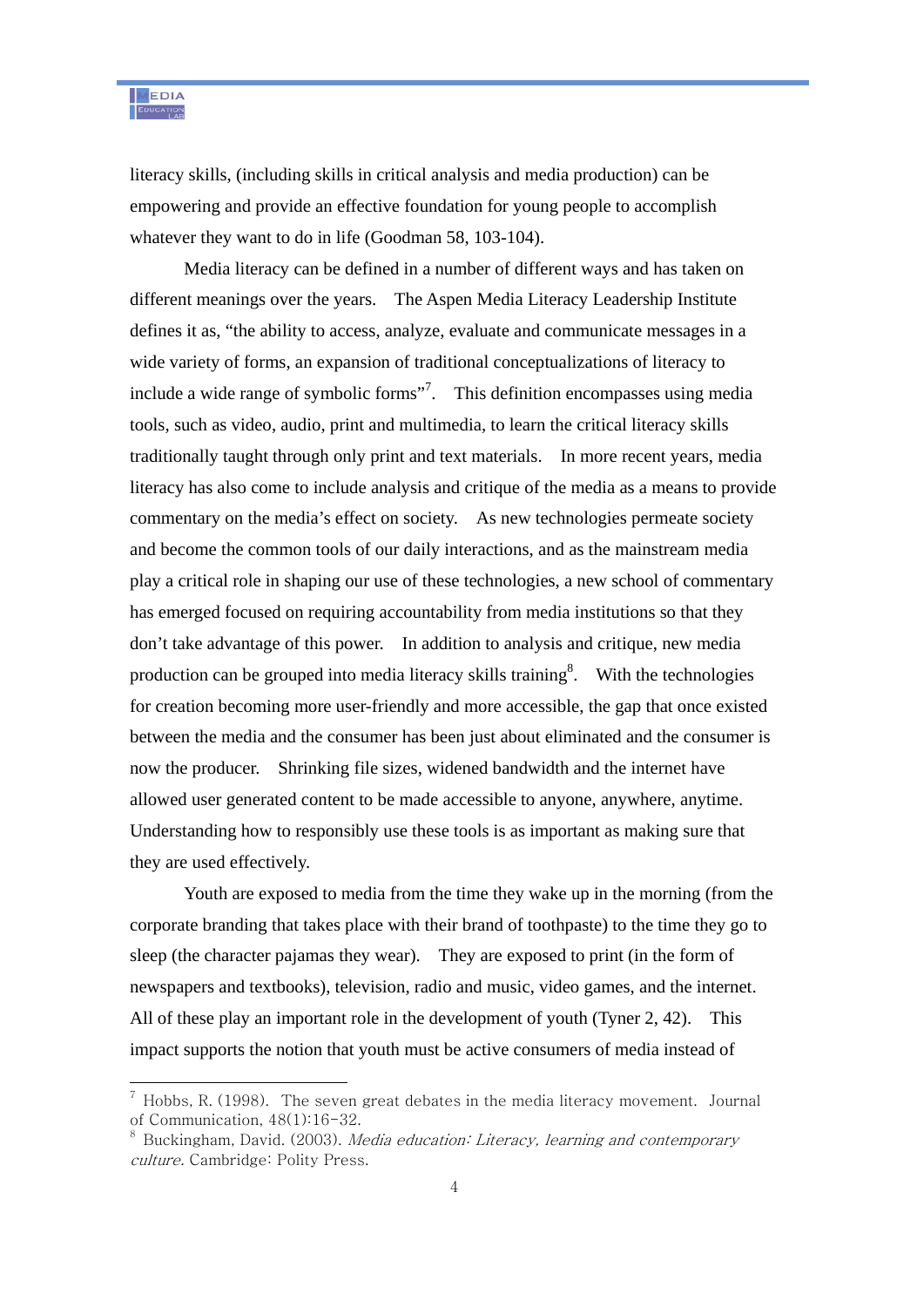literacy skills, (including skills in critical analysis and media production) can be empowering and provide an effective foundation for young people to accomplish whatever they want to do in life (Goodman 58, 103-104).

Media literacy can be defined in a number of different ways and has taken on different meanings over the years. The Aspen Media Literacy Leadership Institute defines it as, "the ability to access, analyze, evaluate and communicate messages in a wide variety of forms, an expansion of traditional conceptualizations of literacy to include a wide range of symbolic forms"[7]. This definition encompasses using media tools, such as video, audio, print and multimedia, to learn the critical literacy skills traditionally taught through only print and text materials. In more recent years, media literacy has also come to include analysis and critique of the media as a means to provide commentary on the media's effect on society. As new technologies permeate society and become the common tools of our daily interactions, and as the mainstream media play a critical role in shaping our use of these technologies, a new school of commentary has emerged focused on requiring accountability from media institutions so that they don't take advantage of this power. In addition to analysis and critique, new media production can be grouped into media literacy skills training[8]. With the technologies for creation becoming more user-friendly and more accessible, the gap that once existed between the media and the consumer has been just about eliminated and the consumer is now the producer. Shrinking file sizes, widened bandwidth and the internet have allowed user generated content to be made accessible to anyone, anywhere, anytime. Understanding how to responsibly use these tools is as important as making sure that they are used effectively.

Youth are exposed to media from the time they wake up in the morning (from the corporate branding that takes place with their brand of toothpaste) to the time they go to sleep (the character pajamas they wear). They are exposed to print (in the form of newspapers and textbooks), television, radio and music, video games, and the internet. All of these play an important role in the development of youth (Tyner 2, 42). This impact supports the notion that youth must be active consumers of media instead of

---

[7] Hobbs, R. (1998). The seven great debates in the media literacy movement. Journal of Communication, 48(1):16-32.

[8] Buckingham, David. (2003). *Media education: Literacy, learning and contemporary culture*. Cambridge: Polity Press.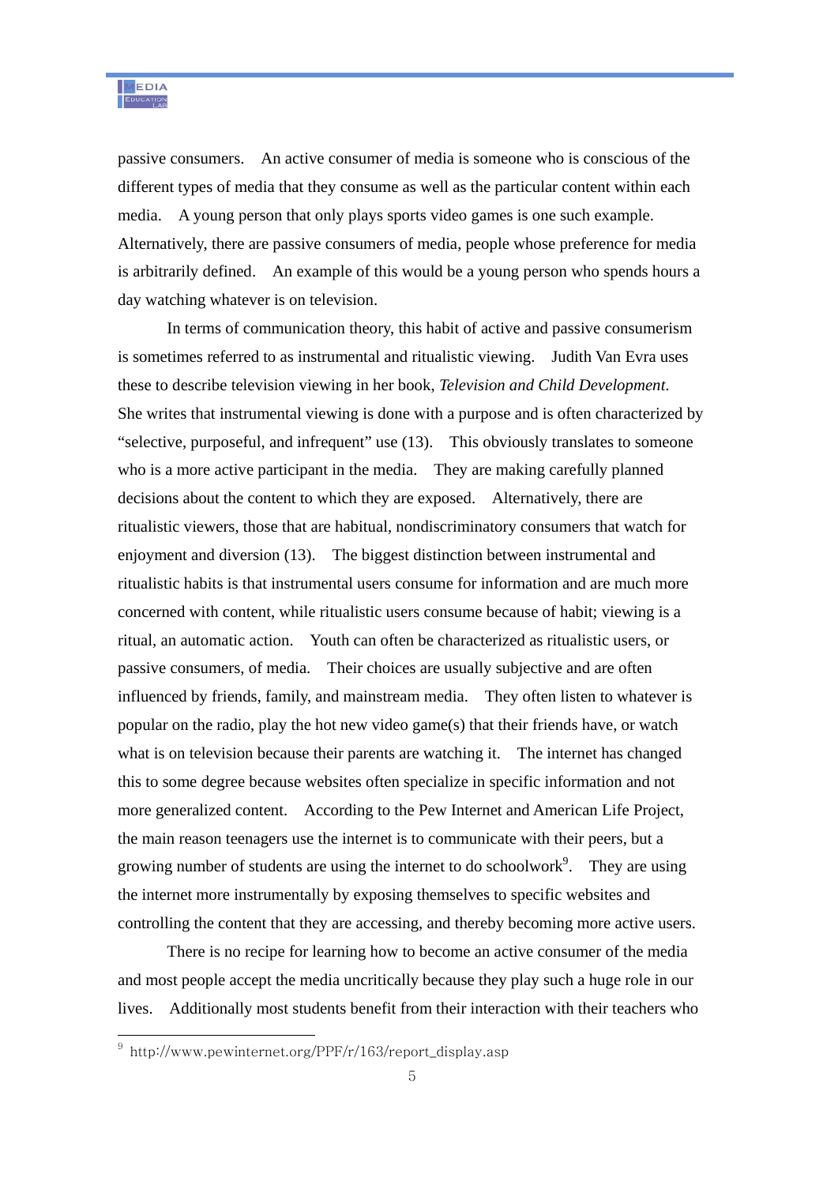passive consumers. An active consumer of media is someone who is conscious of the different types of media that they consume as well as the particular content within each media. A young person that only plays sports video games is one such example. Alternatively, there are passive consumers of media, people whose preference for media is arbitrarily defined. An example of this would be a young person who spends hours a day watching whatever is on television.

In terms of communication theory, this habit of active and passive consumerism is sometimes referred to as instrumental and ritualistic viewing. Judith Van Evra uses these to describe television viewing in her book, *Television and Child Development.* She writes that instrumental viewing is done with a purpose and is often characterized by "selective, purposeful, and infrequent" use (13). This obviously translates to someone who is a more active participant in the media. They are making carefully planned decisions about the content to which they are exposed. Alternatively, there are ritualistic viewers, those that are habitual, nondiscriminatory consumers that watch for enjoyment and diversion (13). The biggest distinction between instrumental and ritualistic habits is that instrumental users consume for information and are much more concerned with content, while ritualistic users consume because of habit; viewing is a ritual, an automatic action. Youth can often be characterized as ritualistic users, or passive consumers, of media. Their choices are usually subjective and are often influenced by friends, family, and mainstream media. They often listen to whatever is popular on the radio, play the hot new video game(s) that their friends have, or watch what is on television because their parents are watching it. The internet has changed this to some degree because websites often specialize in specific information and not more generalized content. According to the Pew Internet and American Life Project, the main reason teenagers use the internet is to communicate with their peers, but a growing number of students are using the internet to do schoolwork[9]. They are using the internet more instrumentally by exposing themselves to specific websites and controlling the content that they are accessing, and thereby becoming more active users.

There is no recipe for learning how to become an active consumer of the media and most people accept the media uncritically because they play such a huge role in our lives. Additionally most students benefit from their interaction with their teachers who

---

[9] http://www.pewinternet.org/PPF/r/163/report_display.asp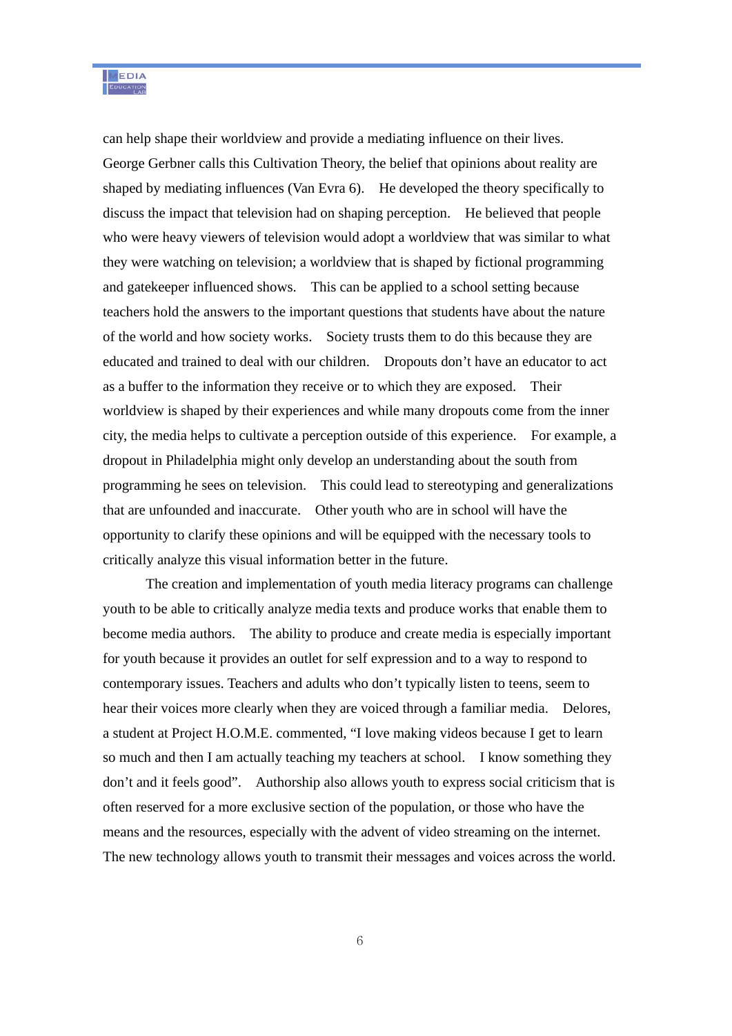can help shape their worldview and provide a mediating influence on their lives. George Gerbner calls this Cultivation Theory, the belief that opinions about reality are shaped by mediating influences (Van Evra 6). He developed the theory specifically to discuss the impact that television had on shaping perception. He believed that people who were heavy viewers of television would adopt a worldview that was similar to what they were watching on television; a worldview that is shaped by fictional programming and gatekeeper influenced shows. This can be applied to a school setting because teachers hold the answers to the important questions that students have about the nature of the world and how society works. Society trusts them to do this because they are educated and trained to deal with our children. Dropouts don't have an educator to act as a buffer to the information they receive or to which they are exposed. Their worldview is shaped by their experiences and while many dropouts come from the inner city, the media helps to cultivate a perception outside of this experience. For example, a dropout in Philadelphia might only develop an understanding about the south from programming he sees on television. This could lead to stereotyping and generalizations that are unfounded and inaccurate. Other youth who are in school will have the opportunity to clarify these opinions and will be equipped with the necessary tools to critically analyze this visual information better in the future.

The creation and implementation of youth media literacy programs can challenge youth to be able to critically analyze media texts and produce works that enable them to become media authors. The ability to produce and create media is especially important for youth because it provides an outlet for self expression and to a way to respond to contemporary issues. Teachers and adults who don't typically listen to teens, seem to hear their voices more clearly when they are voiced through a familiar media. Delores, a student at Project H.O.M.E. commented, "I love making videos because I get to learn so much and then I am actually teaching my teachers at school. I know something they don't and it feels good". Authorship also allows youth to express social criticism that is often reserved for a more exclusive section of the population, or those who have the means and the resources, especially with the advent of video streaming on the internet. The new technology allows youth to transmit their messages and voices across the world.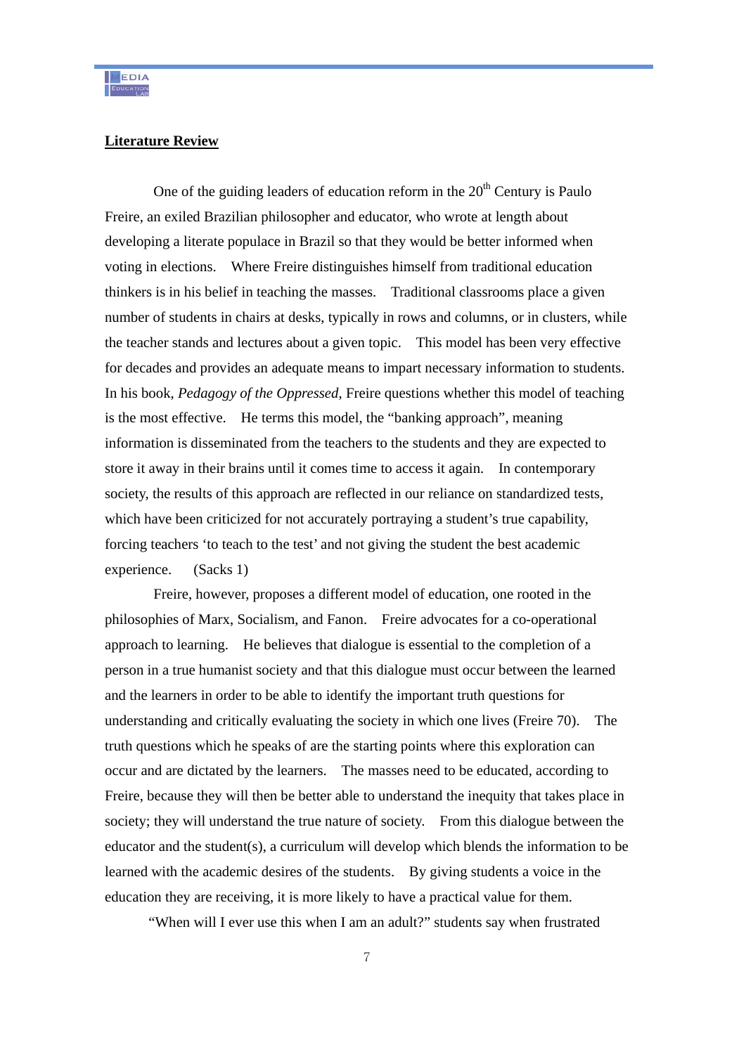**Literature Review**

One of the guiding leaders of education reform in the 20th Century is Paulo Freire, an exiled Brazilian philosopher and educator, who wrote at length about developing a literate populace in Brazil so that they would be better informed when voting in elections. Where Freire distinguishes himself from traditional education thinkers is in his belief in teaching the masses. Traditional classrooms place a given number of students in chairs at desks, typically in rows and columns, or in clusters, while the teacher stands and lectures about a given topic. This model has been very effective for decades and provides an adequate means to impart necessary information to students. In his book, *Pedagogy of the Oppressed*, Freire questions whether this model of teaching is the most effective. He terms this model, the "banking approach", meaning information is disseminated from the teachers to the students and they are expected to store it away in their brains until it comes time to access it again. In contemporary society, the results of this approach are reflected in our reliance on standardized tests, which have been criticized for not accurately portraying a student's true capability, forcing teachers 'to teach to the test' and not giving the student the best academic experience. (Sacks 1)

Freire, however, proposes a different model of education, one rooted in the philosophies of Marx, Socialism, and Fanon. Freire advocates for a co-operational approach to learning. He believes that dialogue is essential to the completion of a person in a true humanist society and that this dialogue must occur between the learned and the learners in order to be able to identify the important truth questions for understanding and critically evaluating the society in which one lives (Freire 70). The truth questions which he speaks of are the starting points where this exploration can occur and are dictated by the learners. The masses need to be educated, according to Freire, because they will then be better able to understand the inequity that takes place in society; they will understand the true nature of society. From this dialogue between the educator and the student(s), a curriculum will develop which blends the information to be learned with the academic desires of the students. By giving students a voice in the education they are receiving, it is more likely to have a practical value for them.

"When will I ever use this when I am an adult?" students say when frustrated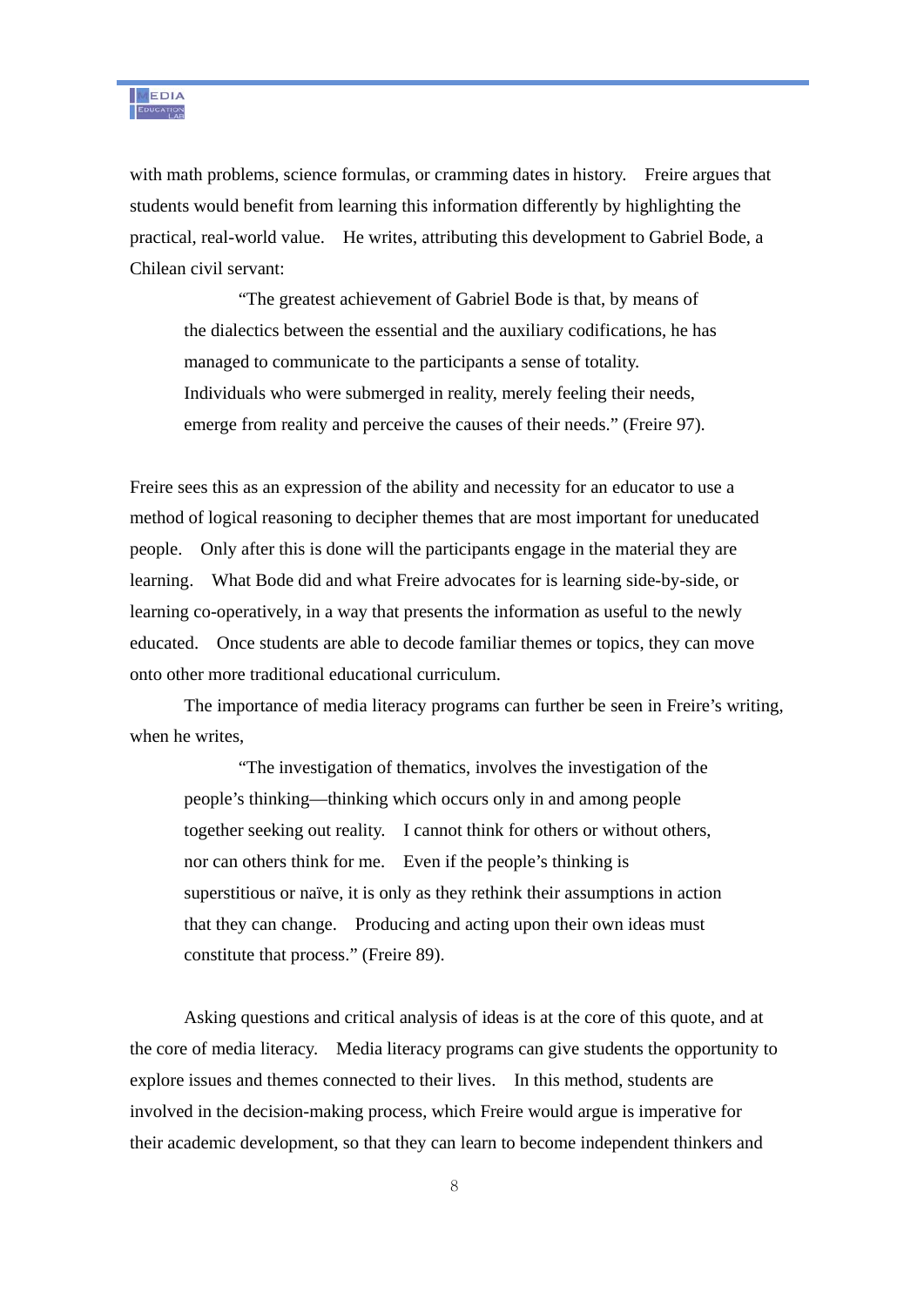with math problems, science formulas, or cramming dates in history. Freire argues that students would benefit from learning this information differently by highlighting the practical, real-world value. He writes, attributing this development to Gabriel Bode, a Chilean civil servant:

> "The greatest achievement of Gabriel Bode is that, by means of the dialectics between the essential and the auxiliary codifications, he has managed to communicate to the participants a sense of totality. Individuals who were submerged in reality, merely feeling their needs, emerge from reality and perceive the causes of their needs." (Freire 97).

Freire sees this as an expression of the ability and necessity for an educator to use a method of logical reasoning to decipher themes that are most important for uneducated people. Only after this is done will the participants engage in the material they are learning. What Bode did and what Freire advocates for is learning side-by-side, or learning co-operatively, in a way that presents the information as useful to the newly educated. Once students are able to decode familiar themes or topics, they can move onto other more traditional educational curriculum.

The importance of media literacy programs can further be seen in Freire's writing, when he writes,

> "The investigation of thematics, involves the investigation of the people's thinking—thinking which occurs only in and among people together seeking out reality. I cannot think for others or without others, nor can others think for me. Even if the people's thinking is superstitious or naïve, it is only as they rethink their assumptions in action that they can change. Producing and acting upon their own ideas must constitute that process." (Freire 89).

Asking questions and critical analysis of ideas is at the core of this quote, and at the core of media literacy. Media literacy programs can give students the opportunity to explore issues and themes connected to their lives. In this method, students are involved in the decision-making process, which Freire would argue is imperative for their academic development, so that they can learn to become independent thinkers and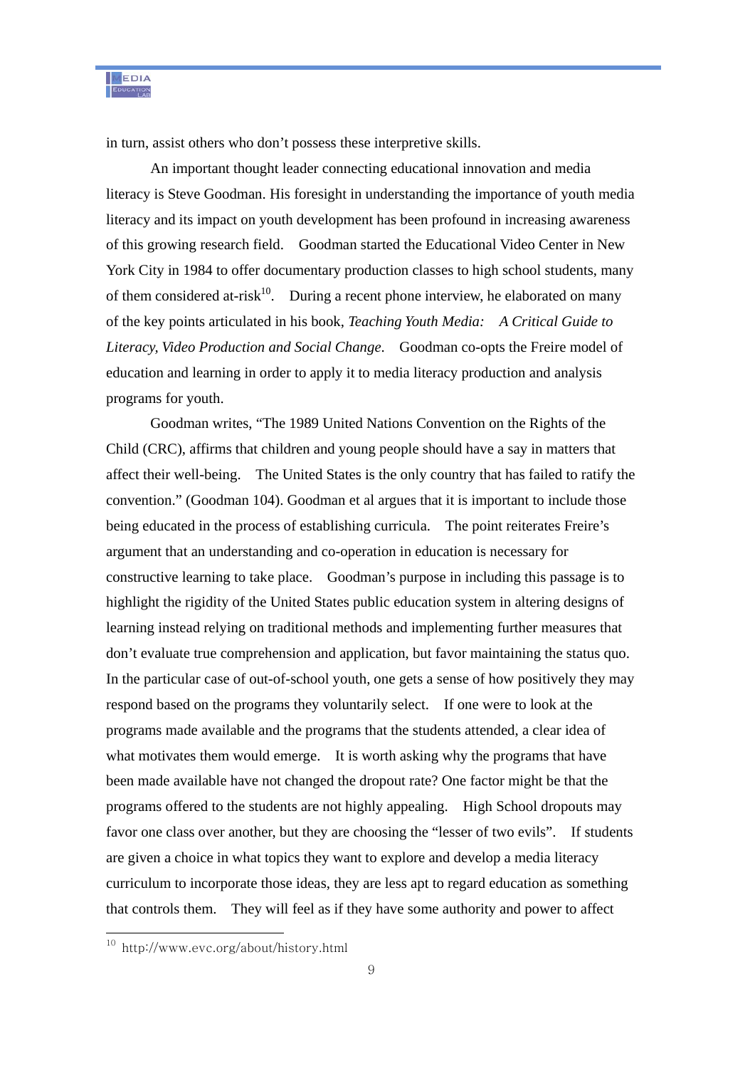in turn, assist others who don't possess these interpretive skills.

An important thought leader connecting educational innovation and media literacy is Steve Goodman. His foresight in understanding the importance of youth media literacy and its impact on youth development has been profound in increasing awareness of this growing research field. Goodman started the Educational Video Center in New York City in 1984 to offer documentary production classes to high school students, many of them considered at-risk[10]. During a recent phone interview, he elaborated on many of the key points articulated in his book, *Teaching Youth Media: A Critical Guide to Literacy, Video Production and Social Change.* Goodman co-opts the Freire model of education and learning in order to apply it to media literacy production and analysis programs for youth.

Goodman writes, "The 1989 United Nations Convention on the Rights of the Child (CRC), affirms that children and young people should have a say in matters that affect their well-being. The United States is the only country that has failed to ratify the convention." (Goodman 104). Goodman et al argues that it is important to include those being educated in the process of establishing curricula. The point reiterates Freire's argument that an understanding and co-operation in education is necessary for constructive learning to take place. Goodman's purpose in including this passage is to highlight the rigidity of the United States public education system in altering designs of learning instead relying on traditional methods and implementing further measures that don't evaluate true comprehension and application, but favor maintaining the status quo. In the particular case of out-of-school youth, one gets a sense of how positively they may respond based on the programs they voluntarily select. If one were to look at the programs made available and the programs that the students attended, a clear idea of what motivates them would emerge. It is worth asking why the programs that have been made available have not changed the dropout rate? One factor might be that the programs offered to the students are not highly appealing. High School dropouts may favor one class over another, but they are choosing the "lesser of two evils". If students are given a choice in what topics they want to explore and develop a media literacy curriculum to incorporate those ideas, they are less apt to regard education as something that controls them. They will feel as if they have some authority and power to affect

[10] http://www.evc.org/about/history.html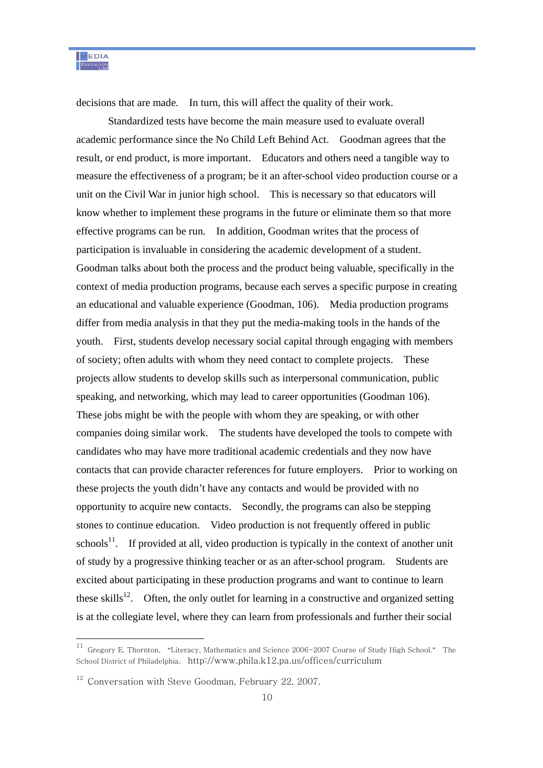decisions that are made. In turn, this will affect the quality of their work.

Standardized tests have become the main measure used to evaluate overall academic performance since the No Child Left Behind Act. Goodman agrees that the result, or end product, is more important. Educators and others need a tangible way to measure the effectiveness of a program; be it an after-school video production course or a unit on the Civil War in junior high school. This is necessary so that educators will know whether to implement these programs in the future or eliminate them so that more effective programs can be run. In addition, Goodman writes that the process of participation is invaluable in considering the academic development of a student. Goodman talks about both the process and the product being valuable, specifically in the context of media production programs, because each serves a specific purpose in creating an educational and valuable experience (Goodman, 106). Media production programs differ from media analysis in that they put the media-making tools in the hands of the youth. First, students develop necessary social capital through engaging with members of society; often adults with whom they need contact to complete projects. These projects allow students to develop skills such as interpersonal communication, public speaking, and networking, which may lead to career opportunities (Goodman 106). These jobs might be with the people with whom they are speaking, or with other companies doing similar work. The students have developed the tools to compete with candidates who may have more traditional academic credentials and they now have contacts that can provide character references for future employers. Prior to working on these projects the youth didn't have any contacts and would be provided with no opportunity to acquire new contacts. Secondly, the programs can also be stepping stones to continue education. Video production is not frequently offered in public schools[11]. If provided at all, video production is typically in the context of another unit of study by a progressive thinking teacher or as an after-school program. Students are excited about participating in these production programs and want to continue to learn these skills[12]. Often, the only outlet for learning in a constructive and organized setting is at the collegiate level, where they can learn from professionals and further their social

---

[11] Gregory E. Thornton. "Literacy, Mathematics and Science 2006-2007 Course of Study High School." The School District of Philadelphia. http://www.phila.k12.pa.us/offices/curriculum

[12] Conversation with Steve Goodman, February 22, 2007.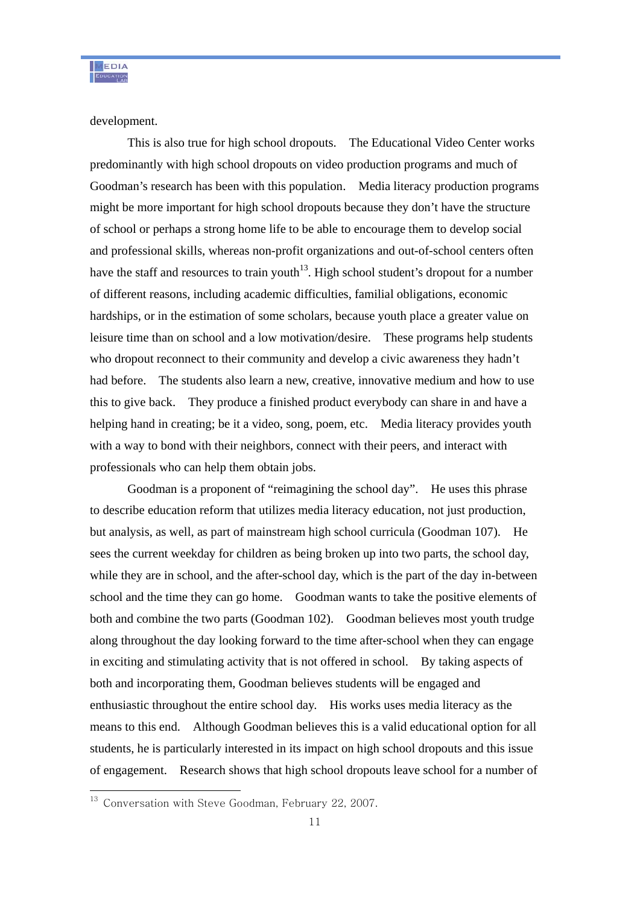development.

This is also true for high school dropouts. The Educational Video Center works predominantly with high school dropouts on video production programs and much of Goodman's research has been with this population. Media literacy production programs might be more important for high school dropouts because they don't have the structure of school or perhaps a strong home life to be able to encourage them to develop social and professional skills, whereas non-profit organizations and out-of-school centers often have the staff and resources to train youth[13]. High school student's dropout for a number of different reasons, including academic difficulties, familial obligations, economic hardships, or in the estimation of some scholars, because youth place a greater value on leisure time than on school and a low motivation/desire. These programs help students who dropout reconnect to their community and develop a civic awareness they hadn't had before. The students also learn a new, creative, innovative medium and how to use this to give back. They produce a finished product everybody can share in and have a helping hand in creating; be it a video, song, poem, etc. Media literacy provides youth with a way to bond with their neighbors, connect with their peers, and interact with professionals who can help them obtain jobs.

Goodman is a proponent of "reimagining the school day". He uses this phrase to describe education reform that utilizes media literacy education, not just production, but analysis, as well, as part of mainstream high school curricula (Goodman 107). He sees the current weekday for children as being broken up into two parts, the school day, while they are in school, and the after-school day, which is the part of the day in-between school and the time they can go home. Goodman wants to take the positive elements of both and combine the two parts (Goodman 102). Goodman believes most youth trudge along throughout the day looking forward to the time after-school when they can engage in exciting and stimulating activity that is not offered in school. By taking aspects of both and incorporating them, Goodman believes students will be engaged and enthusiastic throughout the entire school day. His works uses media literacy as the means to this end. Although Goodman believes this is a valid educational option for all students, he is particularly interested in its impact on high school dropouts and this issue of engagement. Research shows that high school dropouts leave school for a number of

[13] Conversation with Steve Goodman, February 22, 2007.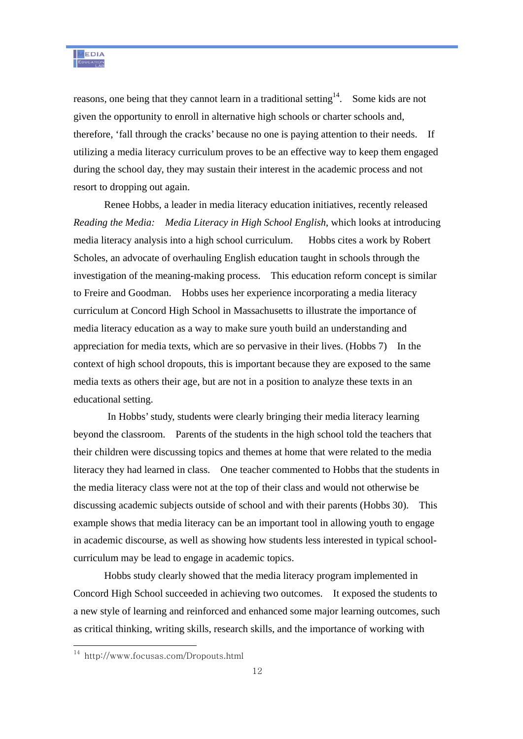reasons, one being that they cannot learn in a traditional setting[14]. Some kids are not given the opportunity to enroll in alternative high schools or charter schools and, therefore, 'fall through the cracks' because no one is paying attention to their needs. If utilizing a media literacy curriculum proves to be an effective way to keep them engaged during the school day, they may sustain their interest in the academic process and not resort to dropping out again.

Renee Hobbs, a leader in media literacy education initiatives, recently released *Reading the Media: Media Literacy in High School English*, which looks at introducing media literacy analysis into a high school curriculum. Hobbs cites a work by Robert Scholes, an advocate of overhauling English education taught in schools through the investigation of the meaning-making process. This education reform concept is similar to Freire and Goodman. Hobbs uses her experience incorporating a media literacy curriculum at Concord High School in Massachusetts to illustrate the importance of media literacy education as a way to make sure youth build an understanding and appreciation for media texts, which are so pervasive in their lives. (Hobbs 7) In the context of high school dropouts, this is important because they are exposed to the same media texts as others their age, but are not in a position to analyze these texts in an educational setting.

In Hobbs' study, students were clearly bringing their media literacy learning beyond the classroom. Parents of the students in the high school told the teachers that their children were discussing topics and themes at home that were related to the media literacy they had learned in class. One teacher commented to Hobbs that the students in the media literacy class were not at the top of their class and would not otherwise be discussing academic subjects outside of school and with their parents (Hobbs 30). This example shows that media literacy can be an important tool in allowing youth to engage in academic discourse, as well as showing how students less interested in typical school-curriculum may be lead to engage in academic topics.

Hobbs study clearly showed that the media literacy program implemented in Concord High School succeeded in achieving two outcomes. It exposed the students to a new style of learning and reinforced and enhanced some major learning outcomes, such as critical thinking, writing skills, research skills, and the importance of working with

---

[14] http://www.focusas.com/Dropouts.html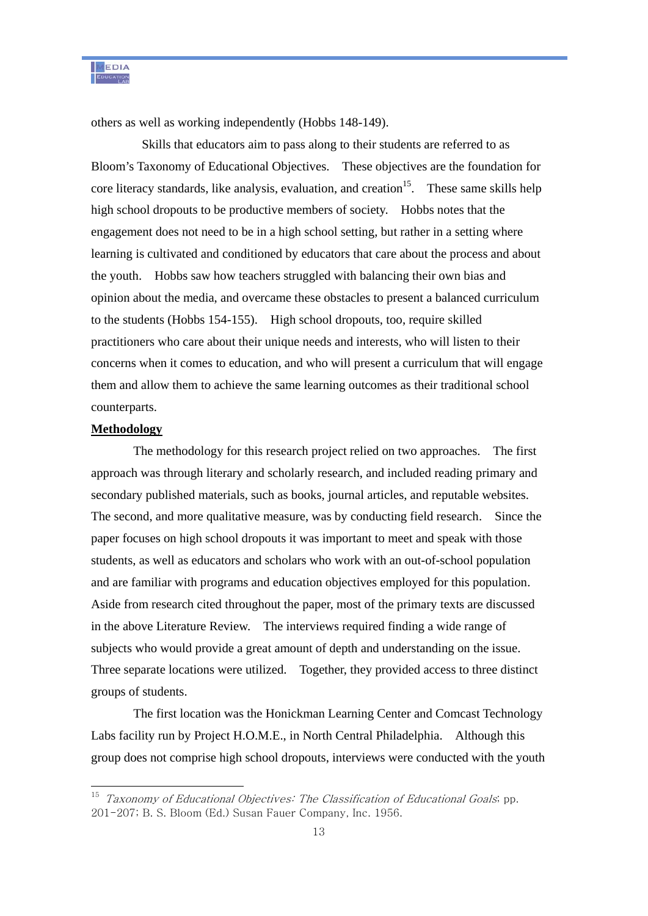others as well as working independently (Hobbs 148-149).

Skills that educators aim to pass along to their students are referred to as Bloom's Taxonomy of Educational Objectives. These objectives are the foundation for core literacy standards, like analysis, evaluation, and creation[15]. These same skills help high school dropouts to be productive members of society. Hobbs notes that the engagement does not need to be in a high school setting, but rather in a setting where learning is cultivated and conditioned by educators that care about the process and about the youth. Hobbs saw how teachers struggled with balancing their own bias and opinion about the media, and overcame these obstacles to present a balanced curriculum to the students (Hobbs 154-155). High school dropouts, too, require skilled practitioners who care about their unique needs and interests, who will listen to their concerns when it comes to education, and who will present a curriculum that will engage them and allow them to achieve the same learning outcomes as their traditional school counterparts.

**Methodology**

The methodology for this research project relied on two approaches. The first approach was through literary and scholarly research, and included reading primary and secondary published materials, such as books, journal articles, and reputable websites. The second, and more qualitative measure, was by conducting field research. Since the paper focuses on high school dropouts it was important to meet and speak with those students, as well as educators and scholars who work with an out-of-school population and are familiar with programs and education objectives employed for this population. Aside from research cited throughout the paper, most of the primary texts are discussed in the above Literature Review. The interviews required finding a wide range of subjects who would provide a great amount of depth and understanding on the issue. Three separate locations were utilized. Together, they provided access to three distinct groups of students.

The first location was the Honickman Learning Center and Comcast Technology Labs facility run by Project H.O.M.E., in North Central Philadelphia. Although this group does not comprise high school dropouts, interviews were conducted with the youth

---

[15] *Taxonomy of Educational Objectives: The Classification of Educational Goals*; pp. 201-207; B. S. Bloom (Ed.) Susan Fauer Company, Inc. 1956.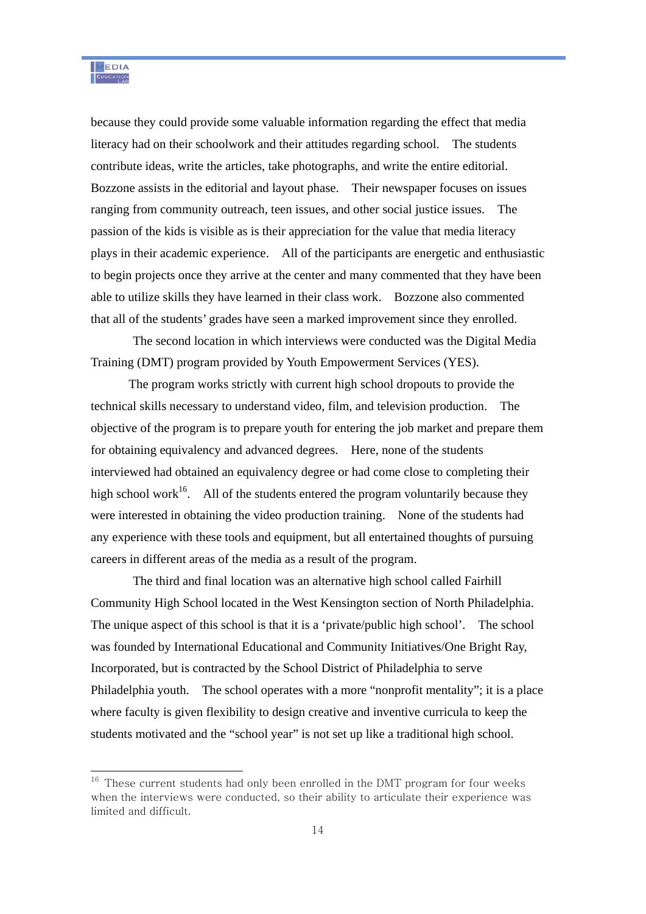because they could provide some valuable information regarding the effect that media literacy had on their schoolwork and their attitudes regarding school. The students contribute ideas, write the articles, take photographs, and write the entire editorial. Bozzone assists in the editorial and layout phase. Their newspaper focuses on issues ranging from community outreach, teen issues, and other social justice issues. The passion of the kids is visible as is their appreciation for the value that media literacy plays in their academic experience. All of the participants are energetic and enthusiastic to begin projects once they arrive at the center and many commented that they have been able to utilize skills they have learned in their class work. Bozzone also commented that all of the students' grades have seen a marked improvement since they enrolled.

The second location in which interviews were conducted was the Digital Media Training (DMT) program provided by Youth Empowerment Services (YES).

The program works strictly with current high school dropouts to provide the technical skills necessary to understand video, film, and television production. The objective of the program is to prepare youth for entering the job market and prepare them for obtaining equivalency and advanced degrees. Here, none of the students interviewed had obtained an equivalency degree or had come close to completing their high school work[16]. All of the students entered the program voluntarily because they were interested in obtaining the video production training. None of the students had any experience with these tools and equipment, but all entertained thoughts of pursuing careers in different areas of the media as a result of the program.

The third and final location was an alternative high school called Fairhill Community High School located in the West Kensington section of North Philadelphia. The unique aspect of this school is that it is a 'private/public high school'. The school was founded by International Educational and Community Initiatives/One Bright Ray, Incorporated, but is contracted by the School District of Philadelphia to serve Philadelphia youth. The school operates with a more "nonprofit mentality"; it is a place where faculty is given flexibility to design creative and inventive curricula to keep the students motivated and the "school year" is not set up like a traditional high school.

---

[16] These current students had only been enrolled in the DMT program for four weeks when the interviews were conducted, so their ability to articulate their experience was limited and difficult.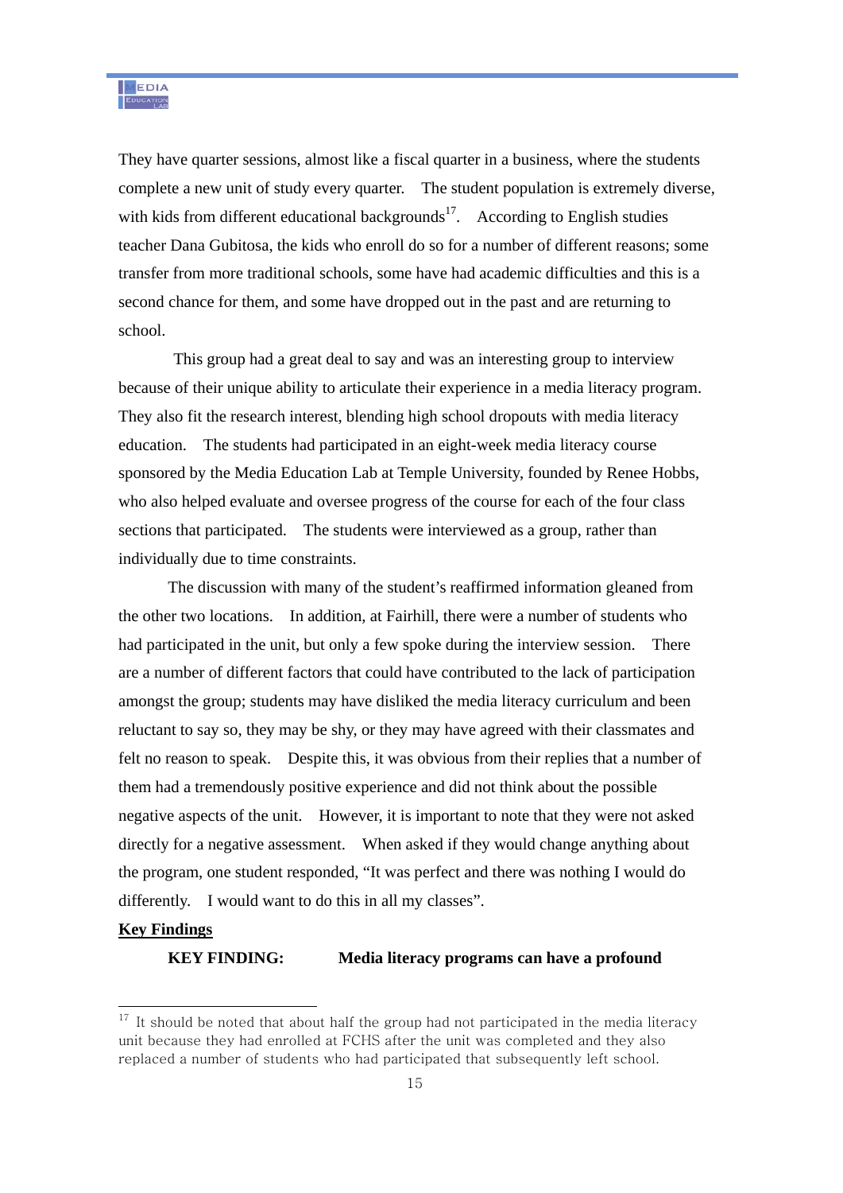They have quarter sessions, almost like a fiscal quarter in a business, where the students complete a new unit of study every quarter. The student population is extremely diverse, with kids from different educational backgrounds[17]. According to English studies teacher Dana Gubitosa, the kids who enroll do so for a number of different reasons; some transfer from more traditional schools, some have had academic difficulties and this is a second chance for them, and some have dropped out in the past and are returning to school.

This group had a great deal to say and was an interesting group to interview because of their unique ability to articulate their experience in a media literacy program. They also fit the research interest, blending high school dropouts with media literacy education. The students had participated in an eight-week media literacy course sponsored by the Media Education Lab at Temple University, founded by Renee Hobbs, who also helped evaluate and oversee progress of the course for each of the four class sections that participated. The students were interviewed as a group, rather than individually due to time constraints.

The discussion with many of the student's reaffirmed information gleaned from the other two locations. In addition, at Fairhill, there were a number of students who had participated in the unit, but only a few spoke during the interview session. There are a number of different factors that could have contributed to the lack of participation amongst the group; students may have disliked the media literacy curriculum and been reluctant to say so, they may be shy, or they may have agreed with their classmates and felt no reason to speak. Despite this, it was obvious from their replies that a number of them had a tremendously positive experience and did not think about the possible negative aspects of the unit. However, it is important to note that they were not asked directly for a negative assessment. When asked if they would change anything about the program, one student responded, "It was perfect and there was nothing I would do differently. I would want to do this in all my classes".

**Key Findings**

**KEY FINDING: Media literacy programs can have a profound**

---

[17] It should be noted that about half the group had not participated in the media literacy unit because they had enrolled at FCHS after the unit was completed and they also replaced a number of students who had participated that subsequently left school.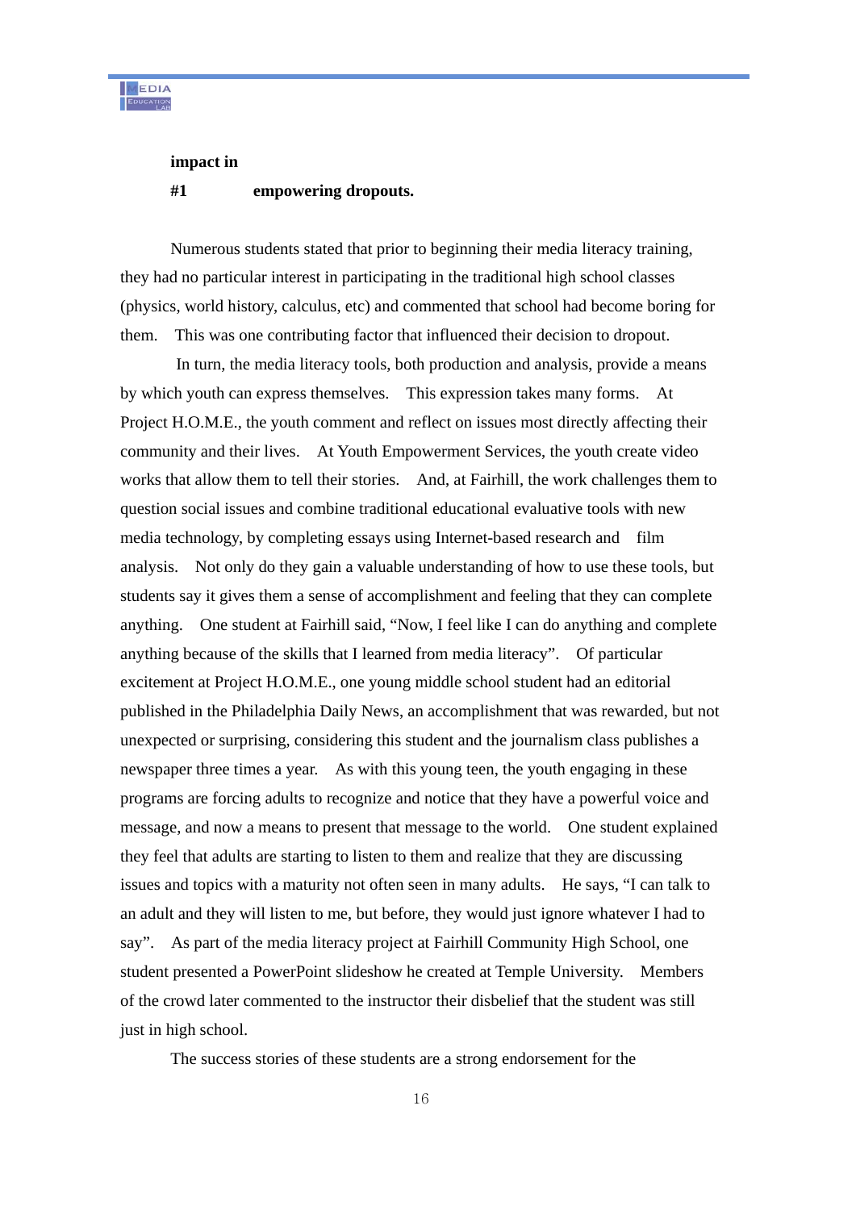**impact in**

**#1 empowering dropouts.**

Numerous students stated that prior to beginning their media literacy training, they had no particular interest in participating in the traditional high school classes (physics, world history, calculus, etc) and commented that school had become boring for them. This was one contributing factor that influenced their decision to dropout.

In turn, the media literacy tools, both production and analysis, provide a means by which youth can express themselves. This expression takes many forms. At Project H.O.M.E., the youth comment and reflect on issues most directly affecting their community and their lives. At Youth Empowerment Services, the youth create video works that allow them to tell their stories. And, at Fairhill, the work challenges them to question social issues and combine traditional educational evaluative tools with new media technology, by completing essays using Internet-based research and film analysis. Not only do they gain a valuable understanding of how to use these tools, but students say it gives them a sense of accomplishment and feeling that they can complete anything. One student at Fairhill said, "Now, I feel like I can do anything and complete anything because of the skills that I learned from media literacy". Of particular excitement at Project H.O.M.E., one young middle school student had an editorial published in the Philadelphia Daily News, an accomplishment that was rewarded, but not unexpected or surprising, considering this student and the journalism class publishes a newspaper three times a year. As with this young teen, the youth engaging in these programs are forcing adults to recognize and notice that they have a powerful voice and message, and now a means to present that message to the world. One student explained they feel that adults are starting to listen to them and realize that they are discussing issues and topics with a maturity not often seen in many adults. He says, "I can talk to an adult and they will listen to me, but before, they would just ignore whatever I had to say". As part of the media literacy project at Fairhill Community High School, one student presented a PowerPoint slideshow he created at Temple University. Members of the crowd later commented to the instructor their disbelief that the student was still just in high school.

The success stories of these students are a strong endorsement for the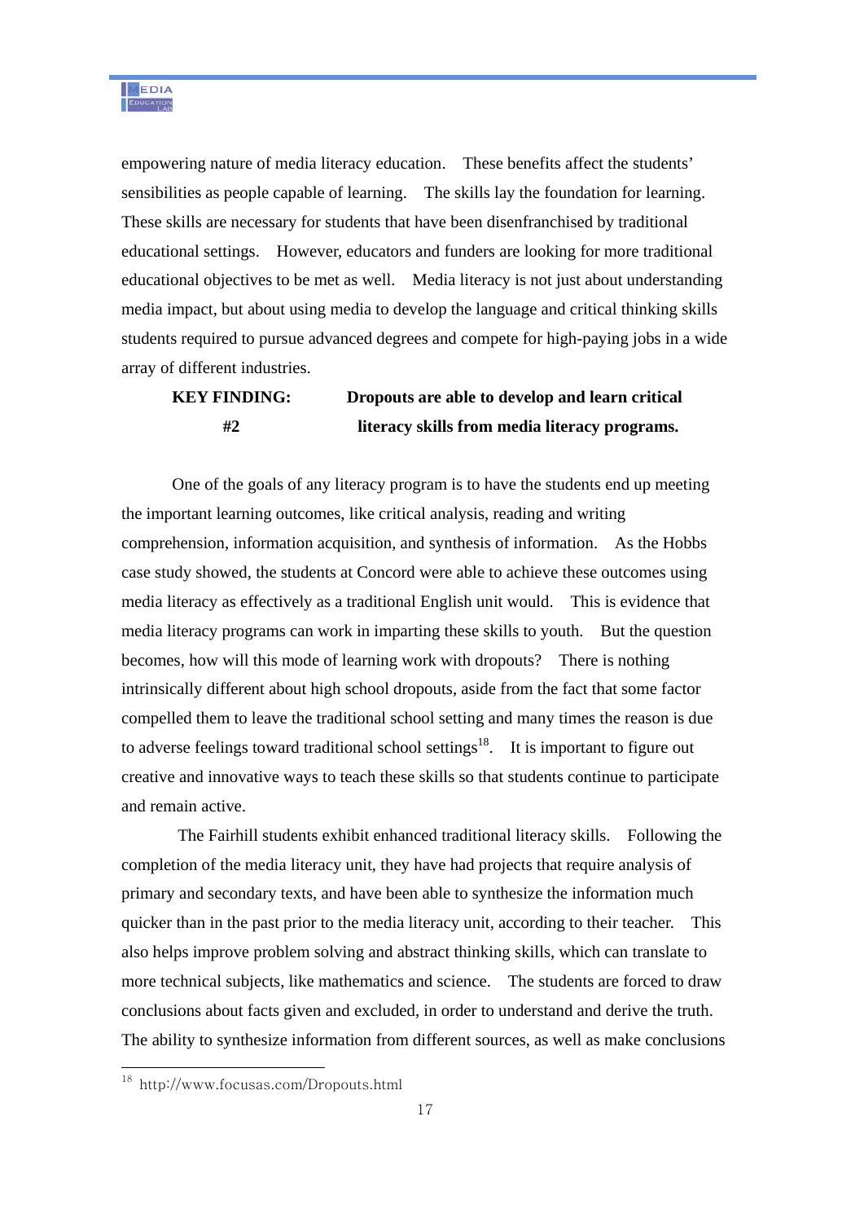empowering nature of media literacy education. These benefits affect the students' sensibilities as people capable of learning. The skills lay the foundation for learning. These skills are necessary for students that have been disenfranchised by traditional educational settings. However, educators and funders are looking for more traditional educational objectives to be met as well. Media literacy is not just about understanding media impact, but about using media to develop the language and critical thinking skills students required to pursue advanced degrees and compete for high-paying jobs in a wide array of different industries.

**KEY FINDING: #2 Dropouts are able to develop and learn critical literacy skills from media literacy programs.**

One of the goals of any literacy program is to have the students end up meeting the important learning outcomes, like critical analysis, reading and writing comprehension, information acquisition, and synthesis of information. As the Hobbs case study showed, the students at Concord were able to achieve these outcomes using media literacy as effectively as a traditional English unit would. This is evidence that media literacy programs can work in imparting these skills to youth. But the question becomes, how will this mode of learning work with dropouts? There is nothing intrinsically different about high school dropouts, aside from the fact that some factor compelled them to leave the traditional school setting and many times the reason is due to adverse feelings toward traditional school settings[18]. It is important to figure out creative and innovative ways to teach these skills so that students continue to participate and remain active.

The Fairhill students exhibit enhanced traditional literacy skills. Following the completion of the media literacy unit, they have had projects that require analysis of primary and secondary texts, and have been able to synthesize the information much quicker than in the past prior to the media literacy unit, according to their teacher. This also helps improve problem solving and abstract thinking skills, which can translate to more technical subjects, like mathematics and science. The students are forced to draw conclusions about facts given and excluded, in order to understand and derive the truth. The ability to synthesize information from different sources, as well as make conclusions

[18] http://www.focusas.com/Dropouts.html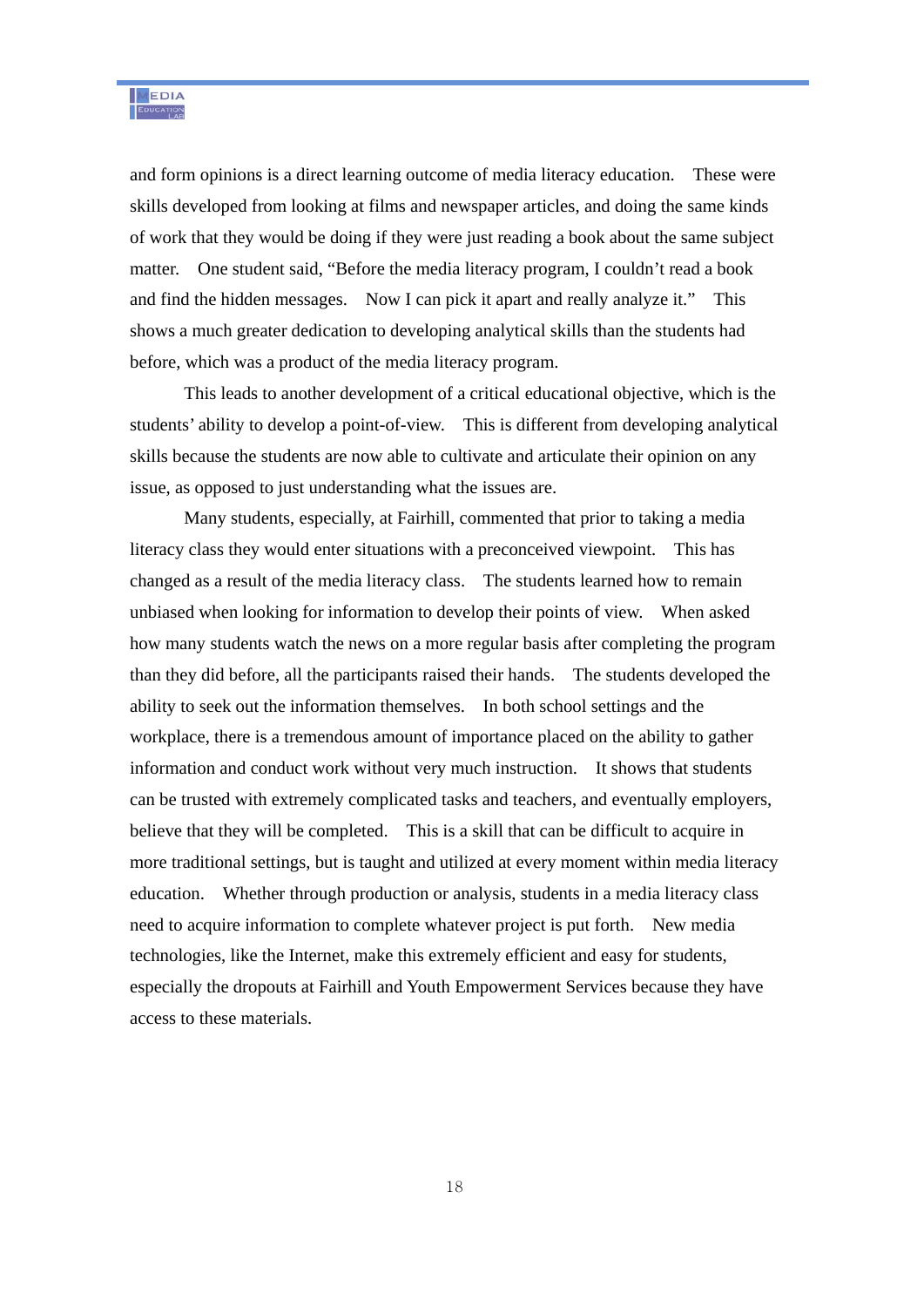and form opinions is a direct learning outcome of media literacy education. These were skills developed from looking at films and newspaper articles, and doing the same kinds of work that they would be doing if they were just reading a book about the same subject matter. One student said, "Before the media literacy program, I couldn't read a book and find the hidden messages. Now I can pick it apart and really analyze it." This shows a much greater dedication to developing analytical skills than the students had before, which was a product of the media literacy program.

This leads to another development of a critical educational objective, which is the students' ability to develop a point-of-view. This is different from developing analytical skills because the students are now able to cultivate and articulate their opinion on any issue, as opposed to just understanding what the issues are.

Many students, especially, at Fairhill, commented that prior to taking a media literacy class they would enter situations with a preconceived viewpoint. This has changed as a result of the media literacy class. The students learned how to remain unbiased when looking for information to develop their points of view. When asked how many students watch the news on a more regular basis after completing the program than they did before, all the participants raised their hands. The students developed the ability to seek out the information themselves. In both school settings and the workplace, there is a tremendous amount of importance placed on the ability to gather information and conduct work without very much instruction. It shows that students can be trusted with extremely complicated tasks and teachers, and eventually employers, believe that they will be completed. This is a skill that can be difficult to acquire in more traditional settings, but is taught and utilized at every moment within media literacy education. Whether through production or analysis, students in a media literacy class need to acquire information to complete whatever project is put forth. New media technologies, like the Internet, make this extremely efficient and easy for students, especially the dropouts at Fairhill and Youth Empowerment Services because they have access to these materials.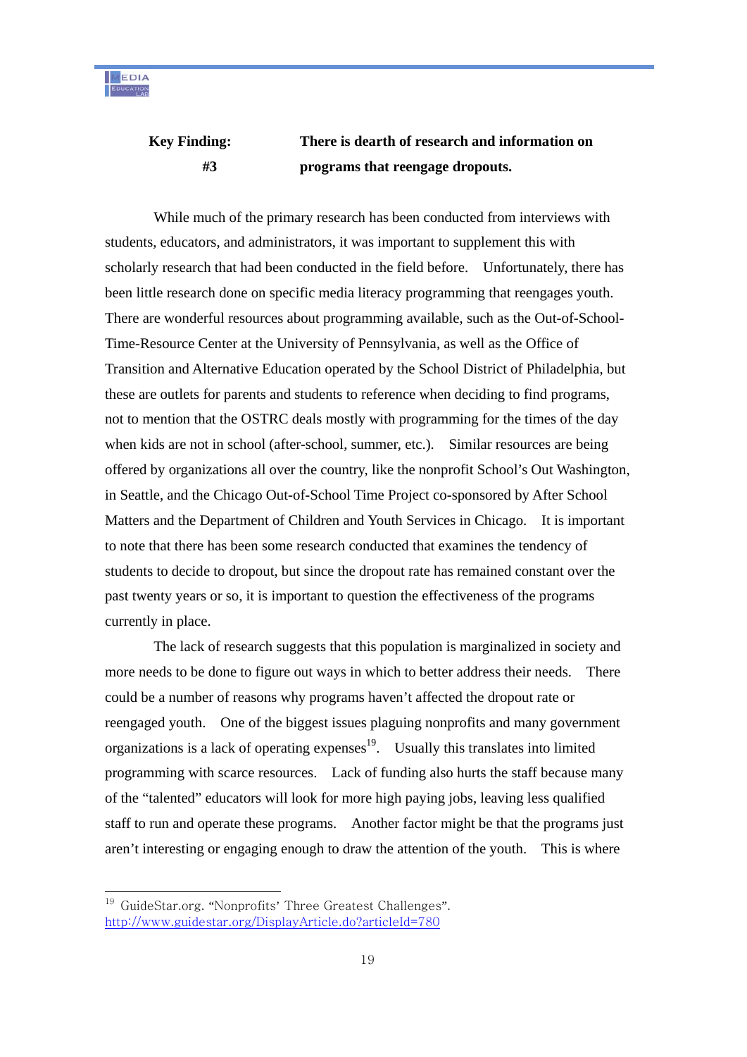**Key Finding: #3** **There is dearth of research and information on programs that reengage dropouts.**

While much of the primary research has been conducted from interviews with students, educators, and administrators, it was important to supplement this with scholarly research that had been conducted in the field before. Unfortunately, there has been little research done on specific media literacy programming that reengages youth. There are wonderful resources about programming available, such as the Out-of-School-Time-Resource Center at the University of Pennsylvania, as well as the Office of Transition and Alternative Education operated by the School District of Philadelphia, but these are outlets for parents and students to reference when deciding to find programs, not to mention that the OSTRC deals mostly with programming for the times of the day when kids are not in school (after-school, summer, etc.). Similar resources are being offered by organizations all over the country, like the nonprofit School's Out Washington, in Seattle, and the Chicago Out-of-School Time Project co-sponsored by After School Matters and the Department of Children and Youth Services in Chicago. It is important to note that there has been some research conducted that examines the tendency of students to decide to dropout, but since the dropout rate has remained constant over the past twenty years or so, it is important to question the effectiveness of the programs currently in place.

The lack of research suggests that this population is marginalized in society and more needs to be done to figure out ways in which to better address their needs. There could be a number of reasons why programs haven't affected the dropout rate or reengaged youth. One of the biggest issues plaguing nonprofits and many government organizations is a lack of operating expenses[19]. Usually this translates into limited programming with scarce resources. Lack of funding also hurts the staff because many of the "talented" educators will look for more high paying jobs, leaving less qualified staff to run and operate these programs. Another factor might be that the programs just aren't interesting or engaging enough to draw the attention of the youth. This is where

---

[19] GuideStar.org. "Nonprofits' Three Greatest Challenges". http://www.guidestar.org/DisplayArticle.do?articleId=780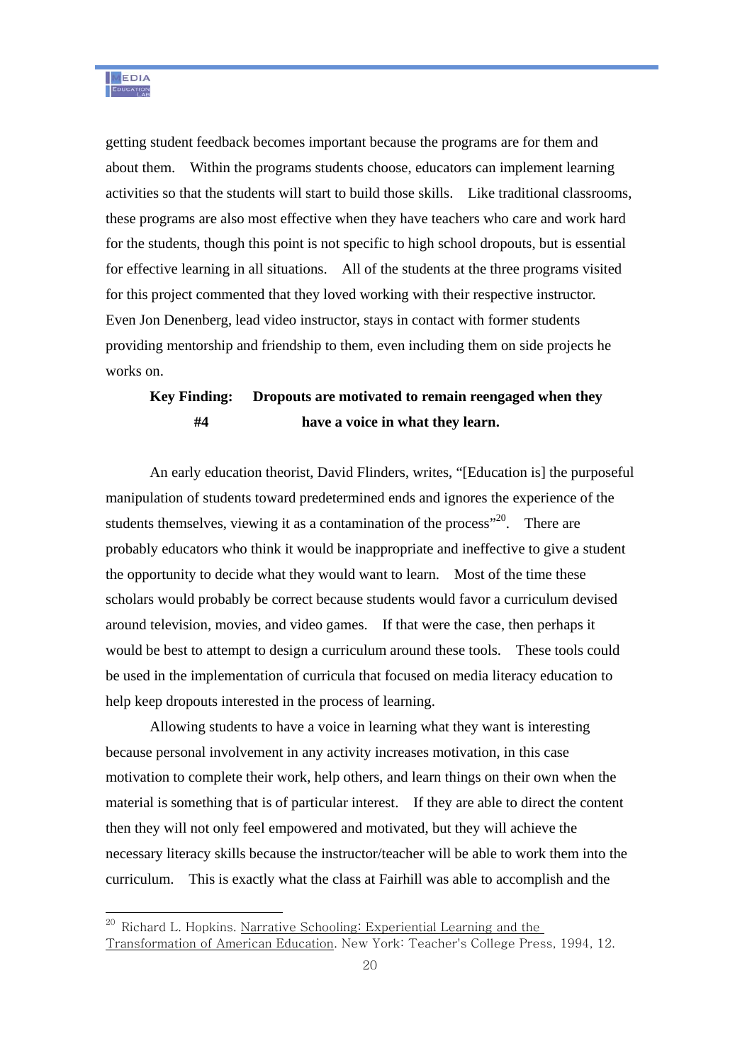getting student feedback becomes important because the programs are for them and about them. Within the programs students choose, educators can implement learning activities so that the students will start to build those skills. Like traditional classrooms, these programs are also most effective when they have teachers who care and work hard for the students, though this point is not specific to high school dropouts, but is essential for effective learning in all situations. All of the students at the three programs visited for this project commented that they loved working with their respective instructor. Even Jon Denenberg, lead video instructor, stays in contact with former students providing mentorship and friendship to them, even including them on side projects he works on.

**Key Finding #4: Dropouts are motivated to remain reengaged when they have a voice in what they learn.**

An early education theorist, David Flinders, writes, "[Education is] the purposeful manipulation of students toward predetermined ends and ignores the experience of the students themselves, viewing it as a contamination of the process"[20]. There are probably educators who think it would be inappropriate and ineffective to give a student the opportunity to decide what they would want to learn. Most of the time these scholars would probably be correct because students would favor a curriculum devised around television, movies, and video games. If that were the case, then perhaps it would be best to attempt to design a curriculum around these tools. These tools could be used in the implementation of curricula that focused on media literacy education to help keep dropouts interested in the process of learning.

Allowing students to have a voice in learning what they want is interesting because personal involvement in any activity increases motivation, in this case motivation to complete their work, help others, and learn things on their own when the material is something that is of particular interest. If they are able to direct the content then they will not only feel empowered and motivated, but they will achieve the necessary literacy skills because the instructor/teacher will be able to work them into the curriculum. This is exactly what the class at Fairhill was able to accomplish and the

---

[20] Richard L. Hopkins. Narrative Schooling: Experiential Learning and the Transformation of American Education. New York: Teacher's College Press, 1994, 12.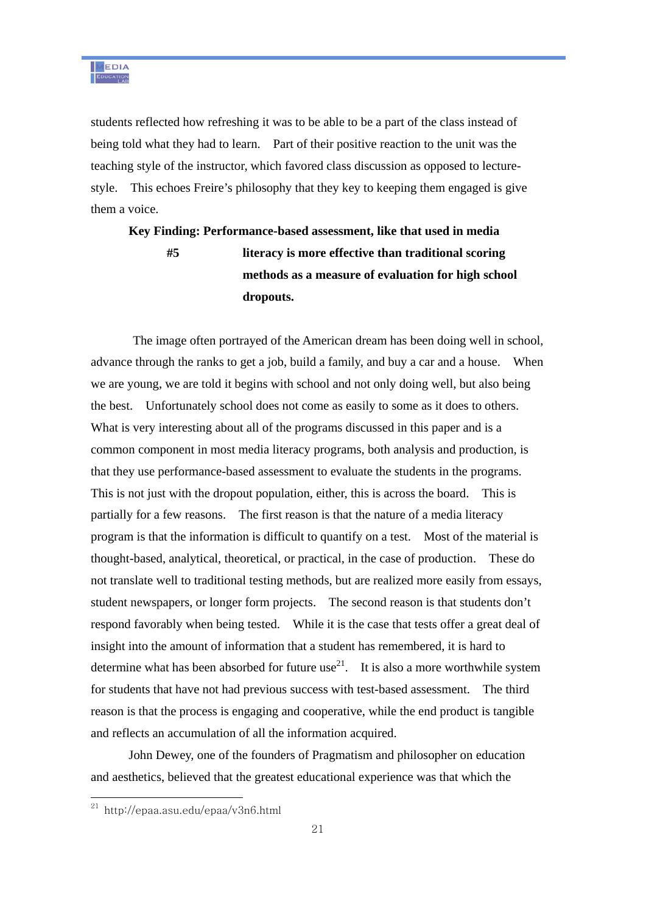students reflected how refreshing it was to be able to be a part of the class instead of being told what they had to learn. Part of their positive reaction to the unit was the teaching style of the instructor, which favored class discussion as opposed to lecture-style. This echoes Freire's philosophy that they key to keeping them engaged is give them a voice.

**Key Finding #5: Performance-based assessment, like that used in media literacy is more effective than traditional scoring methods as a measure of evaluation for high school dropouts.**

The image often portrayed of the American dream has been doing well in school, advance through the ranks to get a job, build a family, and buy a car and a house. When we are young, we are told it begins with school and not only doing well, but also being the best. Unfortunately school does not come as easily to some as it does to others. What is very interesting about all of the programs discussed in this paper and is a common component in most media literacy programs, both analysis and production, is that they use performance-based assessment to evaluate the students in the programs. This is not just with the dropout population, either, this is across the board. This is partially for a few reasons. The first reason is that the nature of a media literacy program is that the information is difficult to quantify on a test. Most of the material is thought-based, analytical, theoretical, or practical, in the case of production. These do not translate well to traditional testing methods, but are realized more easily from essays, student newspapers, or longer form projects. The second reason is that students don't respond favorably when being tested. While it is the case that tests offer a great deal of insight into the amount of information that a student has remembered, it is hard to determine what has been absorbed for future use[21]. It is also a more worthwhile system for students that have not had previous success with test-based assessment. The third reason is that the process is engaging and cooperative, while the end product is tangible and reflects an accumulation of all the information acquired.

John Dewey, one of the founders of Pragmatism and philosopher on education and aesthetics, believed that the greatest educational experience was that which the

[21] http://epaa.asu.edu/epaa/v3n6.html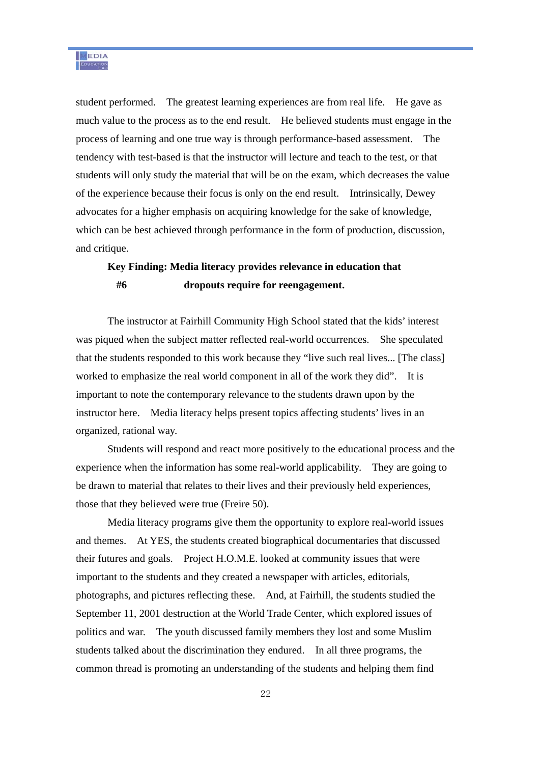student performed. The greatest learning experiences are from real life. He gave as much value to the process as to the end result. He believed students must engage in the process of learning and one true way is through performance-based assessment. The tendency with test-based is that the instructor will lecture and teach to the test, or that students will only study the material that will be on the exam, which decreases the value of the experience because their focus is only on the end result. Intrinsically, Dewey advocates for a higher emphasis on acquiring knowledge for the sake of knowledge, which can be best achieved through performance in the form of production, discussion, and critique.

**Key Finding #6: Media literacy provides relevance in education that dropouts require for reengagement.**

The instructor at Fairhill Community High School stated that the kids' interest was piqued when the subject matter reflected real-world occurrences. She speculated that the students responded to this work because they "live such real lives... [The class] worked to emphasize the real world component in all of the work they did". It is important to note the contemporary relevance to the students drawn upon by the instructor here. Media literacy helps present topics affecting students' lives in an organized, rational way.

Students will respond and react more positively to the educational process and the experience when the information has some real-world applicability. They are going to be drawn to material that relates to their lives and their previously held experiences, those that they believed were true (Freire 50).

Media literacy programs give them the opportunity to explore real-world issues and themes. At YES, the students created biographical documentaries that discussed their futures and goals. Project H.O.M.E. looked at community issues that were important to the students and they created a newspaper with articles, editorials, photographs, and pictures reflecting these. And, at Fairhill, the students studied the September 11, 2001 destruction at the World Trade Center, which explored issues of politics and war. The youth discussed family members they lost and some Muslim students talked about the discrimination they endured. In all three programs, the common thread is promoting an understanding of the students and helping them find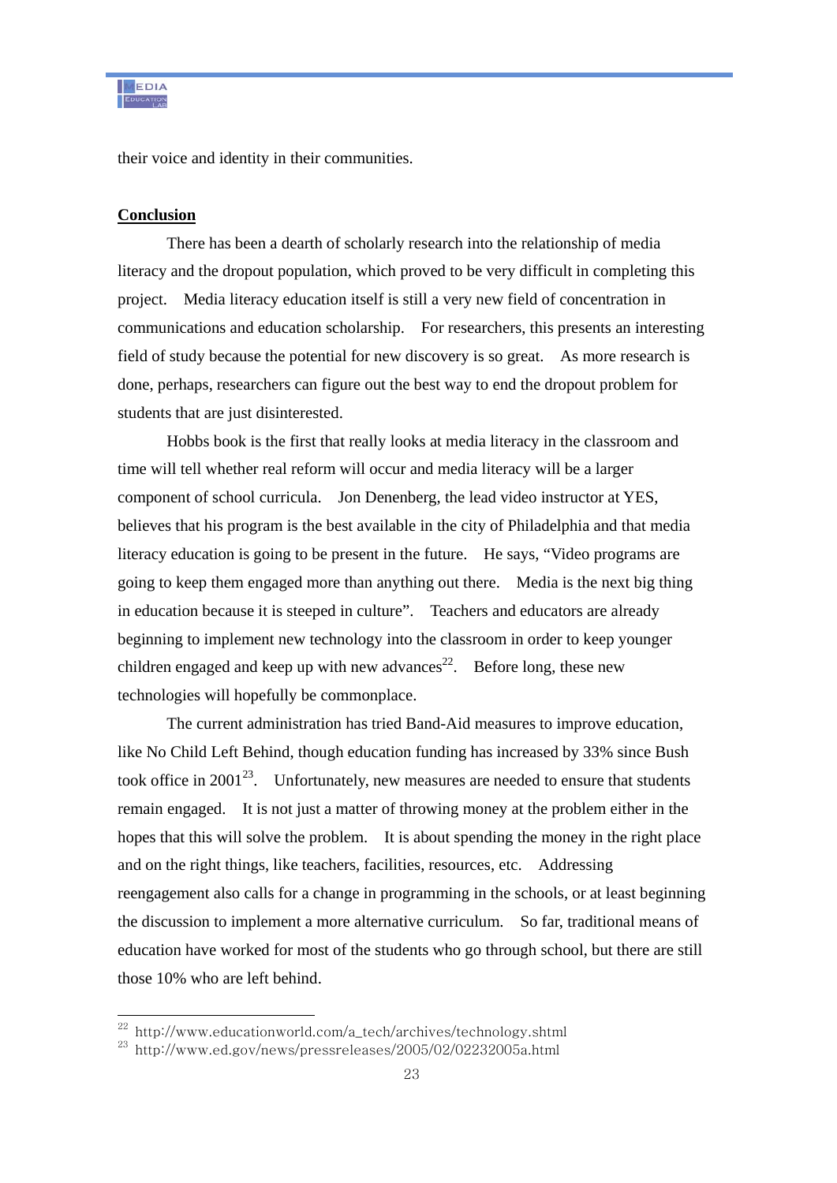their voice and identity in their communities.

## Conclusion

There has been a dearth of scholarly research into the relationship of media literacy and the dropout population, which proved to be very difficult in completing this project. Media literacy education itself is still a very new field of concentration in communications and education scholarship. For researchers, this presents an interesting field of study because the potential for new discovery is so great. As more research is done, perhaps, researchers can figure out the best way to end the dropout problem for students that are just disinterested.

Hobbs book is the first that really looks at media literacy in the classroom and time will tell whether real reform will occur and media literacy will be a larger component of school curricula. Jon Denenberg, the lead video instructor at YES, believes that his program is the best available in the city of Philadelphia and that media literacy education is going to be present in the future. He says, "Video programs are going to keep them engaged more than anything out there. Media is the next big thing in education because it is steeped in culture". Teachers and educators are already beginning to implement new technology into the classroom in order to keep younger children engaged and keep up with new advances[22]. Before long, these new technologies will hopefully be commonplace.

The current administration has tried Band-Aid measures to improve education, like No Child Left Behind, though education funding has increased by 33% since Bush took office in 2001[23]. Unfortunately, new measures are needed to ensure that students remain engaged. It is not just a matter of throwing money at the problem either in the hopes that this will solve the problem. It is about spending the money in the right place and on the right things, like teachers, facilities, resources, etc. Addressing reengagement also calls for a change in programming in the schools, or at least beginning the discussion to implement a more alternative curriculum. So far, traditional means of education have worked for most of the students who go through school, but there are still those 10% who are left behind.

---

[22] http://www.educationworld.com/a_tech/archives/technology.shtml

[23] http://www.ed.gov/news/pressreleases/2005/02/02232005a.html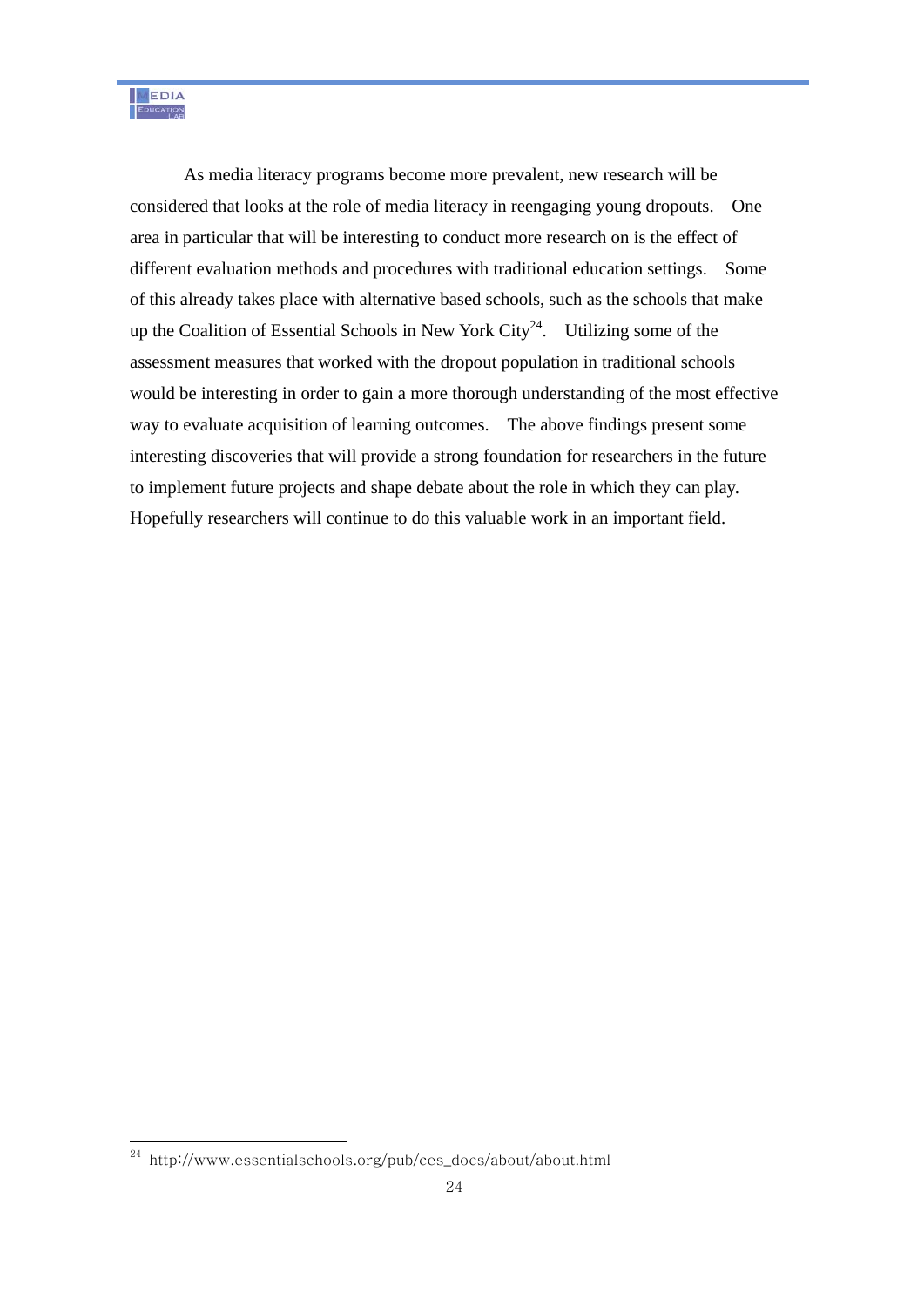As media literacy programs become more prevalent, new research will be considered that looks at the role of media literacy in reengaging young dropouts. One area in particular that will be interesting to conduct more research on is the effect of different evaluation methods and procedures with traditional education settings. Some of this already takes place with alternative based schools, such as the schools that make up the Coalition of Essential Schools in New York City[24]. Utilizing some of the assessment measures that worked with the dropout population in traditional schools would be interesting in order to gain a more thorough understanding of the most effective way to evaluate acquisition of learning outcomes. The above findings present some interesting discoveries that will provide a strong foundation for researchers in the future to implement future projects and shape debate about the role in which they can play. Hopefully researchers will continue to do this valuable work in an important field.

---

[24] http://www.essentialschools.org/pub/ces_docs/about/about.html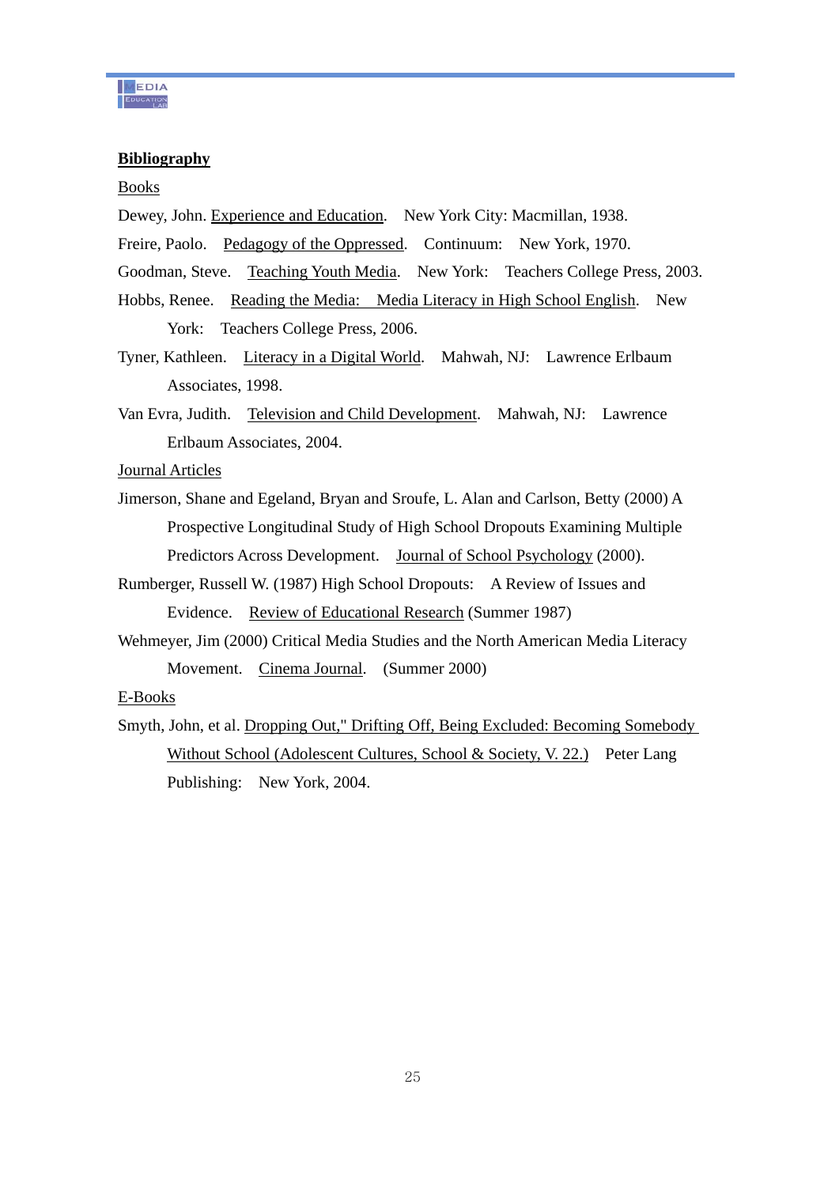**Bibliography**

Books

Dewey, John. Experience and Education. New York City: Macmillan, 1938.

Freire, Paolo. Pedagogy of the Oppressed. Continuum: New York, 1970.

Goodman, Steve. Teaching Youth Media. New York: Teachers College Press, 2003.

Hobbs, Renee. Reading the Media: Media Literacy in High School English. New York: Teachers College Press, 2006.

Tyner, Kathleen. Literacy in a Digital World. Mahwah, NJ: Lawrence Erlbaum Associates, 1998.

Van Evra, Judith. Television and Child Development. Mahwah, NJ: Lawrence Erlbaum Associates, 2004.

Journal Articles

Jimerson, Shane and Egeland, Bryan and Sroufe, L. Alan and Carlson, Betty (2000) A Prospective Longitudinal Study of High School Dropouts Examining Multiple Predictors Across Development. Journal of School Psychology (2000).

Rumberger, Russell W. (1987) High School Dropouts: A Review of Issues and Evidence. Review of Educational Research (Summer 1987)

Wehmeyer, Jim (2000) Critical Media Studies and the North American Media Literacy Movement. Cinema Journal. (Summer 2000)

E-Books

Smyth, John, et al. Dropping Out," Drifting Off, Being Excluded: Becoming Somebody Without School (Adolescent Cultures, School & Society, V. 22.) Peter Lang Publishing: New York, 2004.